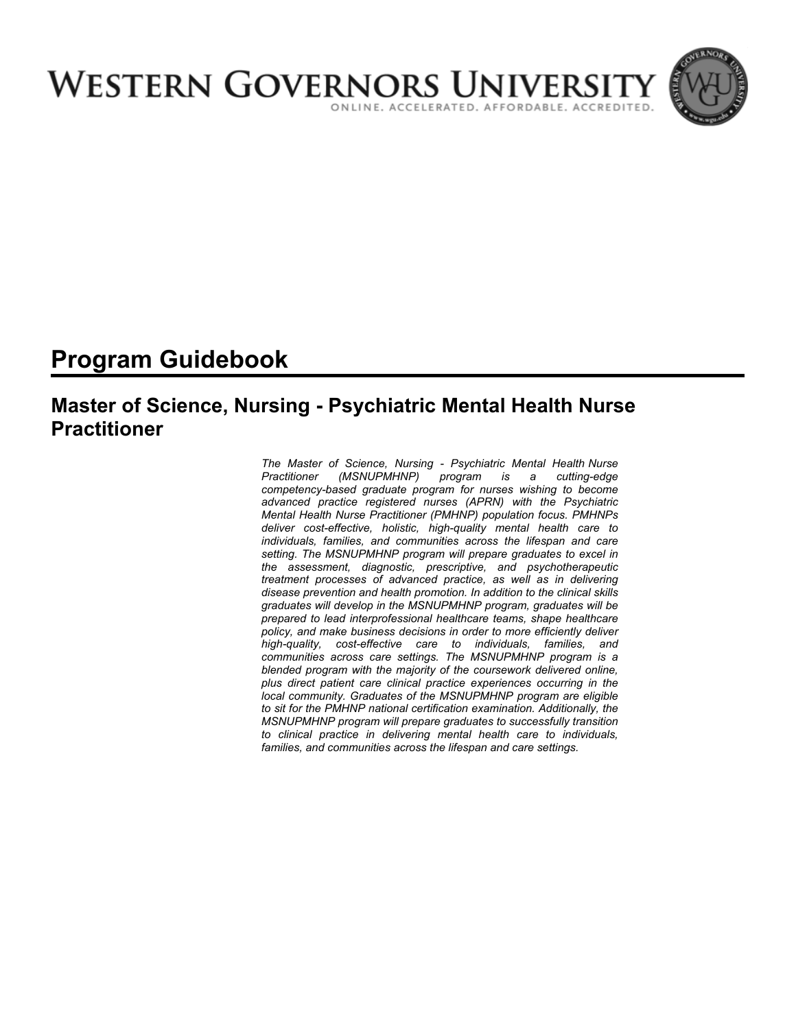# WESTERN GOVERNORS UNIVERSITY

ONLINE. ACCELERATED. AFFORDABLE. ACCREDITED.

# Program Guidebook

## Master of Science, Nursing - Psychiatric Mental Health Nurse Practitioner

*The Master of Science, Nursing - Psychiatric Mental Health Nurse Practitioner (MSNUPMHNP) program is a cutting-edge competency-based graduate program for nurses wishing to become advanced practice registered nurses (APRN) with the Psychiatric Mental Health Nurse Practitioner (PMHNP) population focus. PMHNPs deliver cost-effective, holistic, high-quality mental health care to individuals, families, and communities across the lifespan and care setting. The MSNUPMHNP program will prepare graduates to excel in the assessment, diagnostic, prescriptive, and psychotherapeutic treatment processes of advanced practice, as well as in delivering disease prevention and health promotion. In addition to the clinical skills graduates will develop in the MSNUPMHNP program, graduates will be prepared to lead interprofessional healthcare teams, shape healthcare policy, and make business decisions in order to more efficiently deliver high-quality, cost-effective care to individuals, families, and communities across care settings. The MSNUPMHNP program is a blended program with the majority of the coursework delivered online, plus direct patient care clinical practice experiences occurring in the local community. Graduates of the MSNUPMHNP program are eligible to sit for the PMHNP national certification examination. Additionally, the MSNUPMHNP program will prepare graduates to successfully transition to clinical practice in delivering mental health care to individuals, families, and communities across the lifespan and care settings.*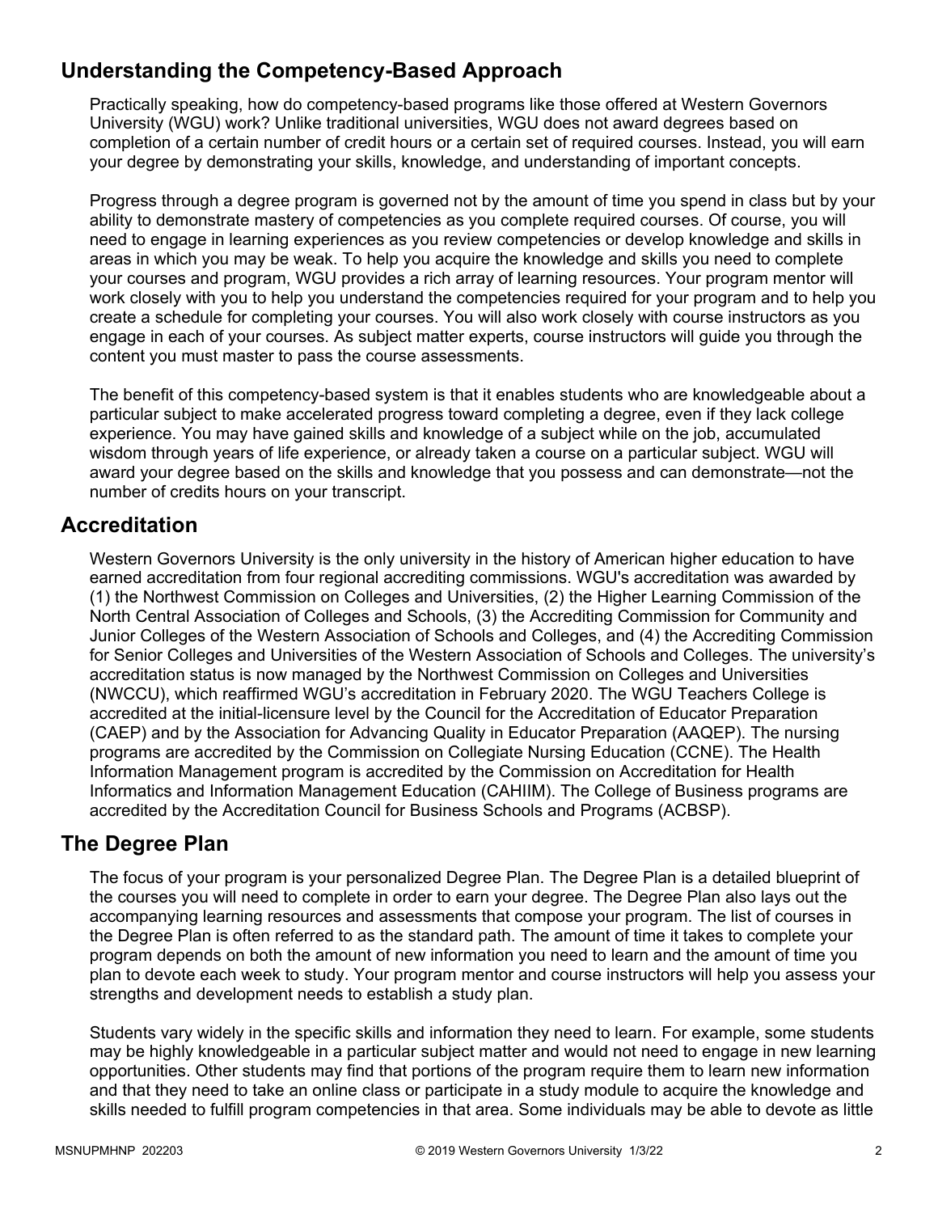## Understanding the Competency-Based Approach

Practically speaking, how do competency-based programs like those offered at Western Governors University (WGU) work? Unlike traditional universities, WGU does not award degrees based on completion of a certain number of credit hours or a certain set of required courses. Instead, you will earn your degree by demonstrating your skills, knowledge, and understanding of important concepts.

Progress through a degree program is governed not by the amount of time you spend in class but by your ability to demonstrate mastery of competencies as you complete required courses. Of course, you will need to engage in learning experiences as you review competencies or develop knowledge and skills in areas in which you may be weak. To help you acquire the knowledge and skills you need to complete your courses and program, WGU provides a rich array of learning resources. Your program mentor will work closely with you to help you understand the competencies required for your program and to help you create a schedule for completing your courses. You will also work closely with course instructors as you engage in each of your courses. As subject matter experts, course instructors will guide you through the content you must master to pass the course assessments.

The benefit of this competency-based system is that it enables students who are knowledgeable about a particular subject to make accelerated progress toward completing a degree, even if they lack college experience. You may have gained skills and knowledge of a subject while on the job, accumulated wisdom through years of life experience, or already taken a course on a particular subject. WGU will award your degree based on the skills and knowledge that you possess and can demonstrate—not the number of credits hours on your transcript.

## Accreditation

Western Governors University is the only university in the history of American higher education to have earned accreditation from four regional accrediting commissions. WGU's accreditation was awarded by (1) the Northwest Commission on Colleges and Universities, (2) the Higher Learning Commission of the North Central Association of Colleges and Schools, (3) the Accrediting Commission for Community and Junior Colleges of the Western Association of Schools and Colleges, and (4) the Accrediting Commission for Senior Colleges and Universities of the Western Association of Schools and Colleges. The university's accreditation status is now managed by the Northwest Commission on Colleges and Universities (NWCCU), which reaffirmed WGU's accreditation in February 2020. The WGU Teachers College is accredited at the initial-licensure level by the Council for the Accreditation of Educator Preparation (CAEP) and by the Association for Advancing Quality in Educator Preparation (AAQEP). The nursing programs are accredited by the Commission on Collegiate Nursing Education (CCNE). The Health Information Management program is accredited by the Commission on Accreditation for Health Informatics and Information Management Education (CAHIIM). The College of Business programs are accredited by the Accreditation Council for Business Schools and Programs (ACBSP).

## The Degree Plan

The focus of your program is your personalized Degree Plan. The Degree Plan is a detailed blueprint of the courses you will need to complete in order to earn your degree. The Degree Plan also lays out the accompanying learning resources and assessments that compose your program. The list of courses in the Degree Plan is often referred to as the standard path. The amount of time it takes to complete your program depends on both the amount of new information you need to learn and the amount of time you plan to devote each week to study. Your program mentor and course instructors will help you assess your strengths and development needs to establish a study plan.

Students vary widely in the specific skills and information they need to learn. For example, some students may be highly knowledgeable in a particular subject matter and would not need to engage in new learning opportunities. Other students may find that portions of the program require them to learn new information and that they need to take an online class or participate in a study module to acquire the knowledge and skills needed to fulfill program competencies in that area. Some individuals may be able to devote as little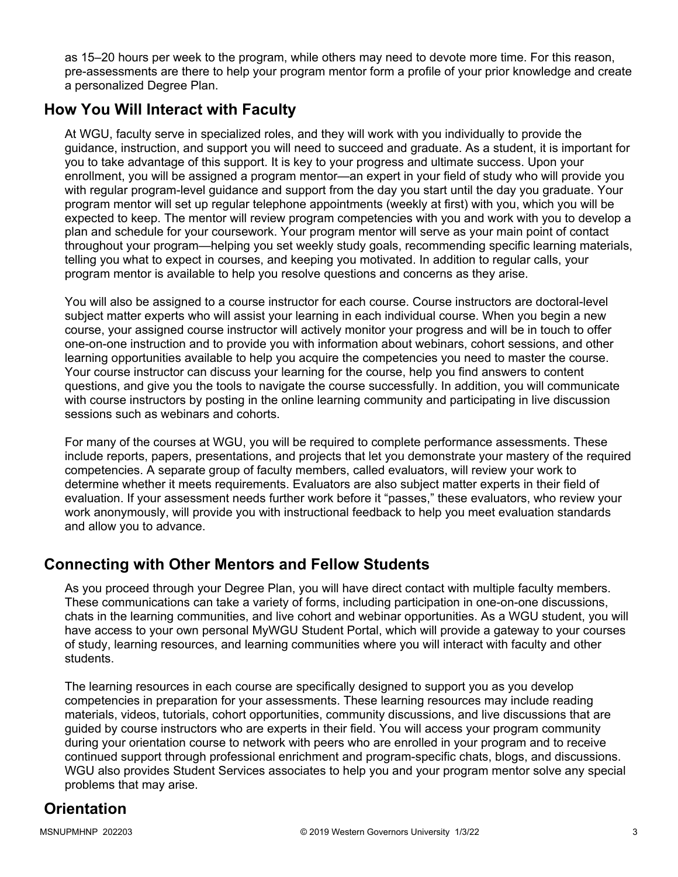as 15–20 hours per week to the program, while others may need to devote more time. For this reason, pre-assessments are there to help your program mentor form a profile of your prior knowledge and create a personalized Degree Plan.

## How You Will Interact with Faculty

At WGU, faculty serve in specialized roles, and they will work with you individually to provide the guidance, instruction, and support you will need to succeed and graduate. As a student, it is important for you to take advantage of this support. It is key to your progress and ultimate success. Upon your enrollment, you will be assigned a program mentor—an expert in your field of study who will provide you with regular program-level guidance and support from the day you start until the day you graduate. Your program mentor will set up regular telephone appointments (weekly at first) with you, which you will be expected to keep. The mentor will review program competencies with you and work with you to develop a plan and schedule for your coursework. Your program mentor will serve as your main point of contact throughout your program—helping you set weekly study goals, recommending specific learning materials, telling you what to expect in courses, and keeping you motivated. In addition to regular calls, your program mentor is available to help you resolve questions and concerns as they arise.

You will also be assigned to a course instructor for each course. Course instructors are doctoral-level subject matter experts who will assist your learning in each individual course. When you begin a new course, your assigned course instructor will actively monitor your progress and will be in touch to offer one-on-one instruction and to provide you with information about webinars, cohort sessions, and other learning opportunities available to help you acquire the competencies you need to master the course. Your course instructor can discuss your learning for the course, help you find answers to content questions, and give you the tools to navigate the course successfully. In addition, you will communicate with course instructors by posting in the online learning community and participating in live discussion sessions such as webinars and cohorts.

For many of the courses at WGU, you will be required to complete performance assessments. These include reports, papers, presentations, and projects that let you demonstrate your mastery of the required competencies. A separate group of faculty members, called evaluators, will review your work to determine whether it meets requirements. Evaluators are also subject matter experts in their field of evaluation. If your assessment needs further work before it "passes," these evaluators, who review your work anonymously, will provide you with instructional feedback to help you meet evaluation standards and allow you to advance.

## Connecting with Other Mentors and Fellow Students

As you proceed through your Degree Plan, you will have direct contact with multiple faculty members. These communications can take a variety of forms, including participation in one-on-one discussions, chats in the learning communities, and live cohort and webinar opportunities. As a WGU student, you will have access to your own personal MyWGU Student Portal, which will provide a gateway to your courses of study, learning resources, and learning communities where you will interact with faculty and other students.

The learning resources in each course are specifically designed to support you as you develop competencies in preparation for your assessments. These learning resources may include reading materials, videos, tutorials, cohort opportunities, community discussions, and live discussions that are guided by course instructors who are experts in their field. You will access your program community during your orientation course to network with peers who are enrolled in your program and to receive continued support through professional enrichment and program-specific chats, blogs, and discussions. WGU also provides Student Services associates to help you and your program mentor solve any special problems that may arise.

## Orientation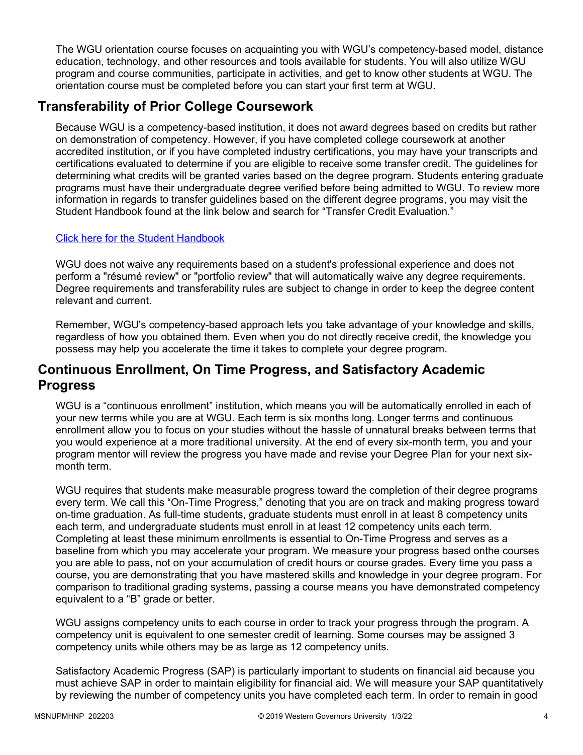The WGU orientation course focuses on acquainting you with WGU's competency-based model, distance education, technology, and other resources and tools available for students. You will also utilize WGU program and course communities, participate in activities, and get to know other students at WGU. The orientation course must be completed before you can start your first term at WGU.

## Transferability of Prior College Coursework

Because WGU is a competency-based institution, it does not award degrees based on credits but rather on demonstration of competency. However, if you have completed college coursework at another accredited institution, or if you have completed industry certifications, you may have your transcripts and certifications evaluated to determine if you are eligible to receive some transfer credit. The guidelines for determining what credits will be granted varies based on the degree program. Students entering graduate programs must have their undergraduate degree verified before being admitted to WGU. To review more information in regards to transfer guidelines based on the different degree programs, you may visit the Student Handbook found at the link below and search for "Transfer Credit Evaluation."

Click here for the Student Handbook

WGU does not waive any requirements based on a student's professional experience and does not perform a "résumé review" or "portfolio review" that will automatically waive any degree requirements. Degree requirements and transferability rules are subject to change in order to keep the degree content relevant and current.

Remember, WGU's competency-based approach lets you take advantage of your knowledge and skills, regardless of how you obtained them. Even when you do not directly receive credit, the knowledge you possess may help you accelerate the time it takes to complete your degree program.

## Continuous Enrollment, On Time Progress, and Satisfactory Academic Progress

WGU is a "continuous enrollment" institution, which means you will be automatically enrolled in each of your new terms while you are at WGU. Each term is six months long. Longer terms and continuous enrollment allow you to focus on your studies without the hassle of unnatural breaks between terms that you would experience at a more traditional university. At the end of every six-month term, you and your program mentor will review the progress you have made and revise your Degree Plan for your next six-month term.

WGU requires that students make measurable progress toward the completion of their degree programs every term. We call this "On-Time Progress," denoting that you are on track and making progress toward on-time graduation. As full-time students, graduate students must enroll in at least 8 competency units each term, and undergraduate students must enroll in at least 12 competency units each term. Completing at least these minimum enrollments is essential to On-Time Progress and serves as a baseline from which you may accelerate your program. We measure your progress based onthe courses you are able to pass, not on your accumulation of credit hours or course grades. Every time you pass a course, you are demonstrating that you have mastered skills and knowledge in your degree program. For comparison to traditional grading systems, passing a course means you have demonstrated competency equivalent to a "B" grade or better.

WGU assigns competency units to each course in order to track your progress through the program. A competency unit is equivalent to one semester credit of learning. Some courses may be assigned 3 competency units while others may be as large as 12 competency units.

Satisfactory Academic Progress (SAP) is particularly important to students on financial aid because you must achieve SAP in order to maintain eligibility for financial aid. We will measure your SAP quantitatively by reviewing the number of competency units you have completed each term. In order to remain in good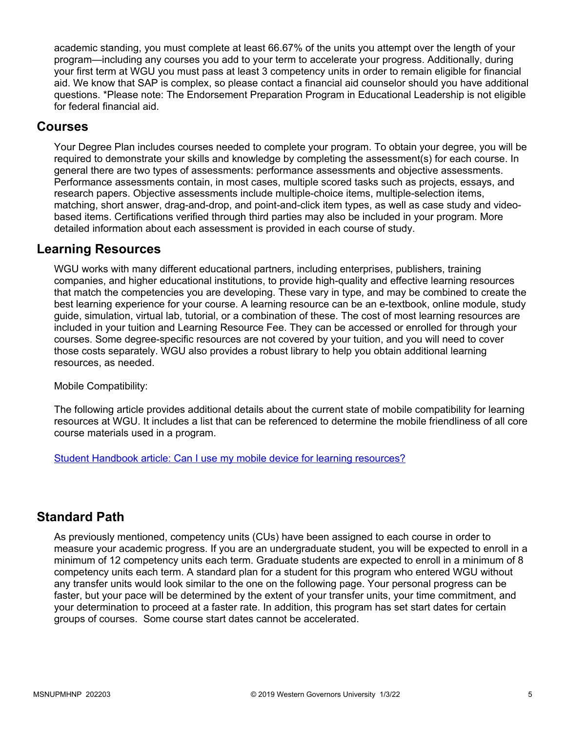academic standing, you must complete at least 66.67% of the units you attempt over the length of your program—including any courses you add to your term to accelerate your progress. Additionally, during your first term at WGU you must pass at least 3 competency units in order to remain eligible for financial aid. We know that SAP is complex, so please contact a financial aid counselor should you have additional questions. *Please note: The Endorsement Preparation Program in Educational Leadership is not eligible for federal financial aid.

## Courses

Your Degree Plan includes courses needed to complete your program. To obtain your degree, you will be required to demonstrate your skills and knowledge by completing the assessment(s) for each course. In general there are two types of assessments: performance assessments and objective assessments. Performance assessments contain, in most cases, multiple scored tasks such as projects, essays, and research papers. Objective assessments include multiple-choice items, multiple-selection items, matching, short answer, drag-and-drop, and point-and-click item types, as well as case study and video-based items. Certifications verified through third parties may also be included in your program. More detailed information about each assessment is provided in each course of study.

## Learning Resources

WGU works with many different educational partners, including enterprises, publishers, training companies, and higher educational institutions, to provide high-quality and effective learning resources that match the competencies you are developing. These vary in type, and may be combined to create the best learning experience for your course. A learning resource can be an e-textbook, online module, study guide, simulation, virtual lab, tutorial, or a combination of these. The cost of most learning resources are included in your tuition and Learning Resource Fee. They can be accessed or enrolled for through your courses. Some degree-specific resources are not covered by your tuition, and you will need to cover those costs separately. WGU also provides a robust library to help you obtain additional learning resources, as needed.

Mobile Compatibility:

The following article provides additional details about the current state of mobile compatibility for learning resources at WGU. It includes a list that can be referenced to determine the mobile friendliness of all core course materials used in a program.

[Student Handbook article: Can I use my mobile device for learning resources?]

## Standard Path

As previously mentioned, competency units (CUs) have been assigned to each course in order to measure your academic progress. If you are an undergraduate student, you will be expected to enroll in a minimum of 12 competency units each term. Graduate students are expected to enroll in a minimum of 8 competency units each term. A standard plan for a student for this program who entered WGU without any transfer units would look similar to the one on the following page. Your personal progress can be faster, but your pace will be determined by the extent of your transfer units, your time commitment, and your determination to proceed at a faster rate. In addition, this program has set start dates for certain groups of courses. Some course start dates cannot be accelerated.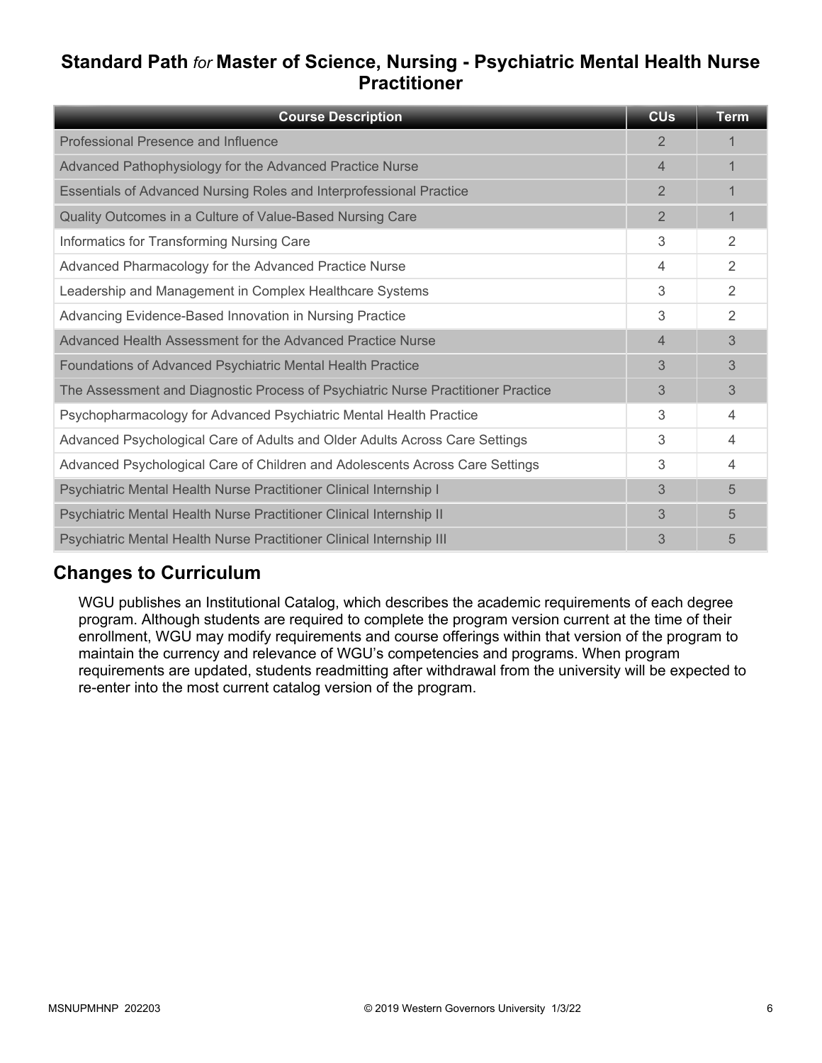## Standard Path *for* Master of Science, Nursing - Psychiatric Mental Health Nurse Practitioner

| Course Description | CUs | Term |
|---|---|---|
| Professional Presence and Influence | 2 | 1 |
| Advanced Pathophysiology for the Advanced Practice Nurse | 4 | 1 |
| Essentials of Advanced Nursing Roles and Interprofessional Practice | 2 | 1 |
| Quality Outcomes in a Culture of Value-Based Nursing Care | 2 | 1 |
| Informatics for Transforming Nursing Care | 3 | 2 |
| Advanced Pharmacology for the Advanced Practice Nurse | 4 | 2 |
| Leadership and Management in Complex Healthcare Systems | 3 | 2 |
| Advancing Evidence-Based Innovation in Nursing Practice | 3 | 2 |
| Advanced Health Assessment for the Advanced Practice Nurse | 4 | 3 |
| Foundations of Advanced Psychiatric Mental Health Practice | 3 | 3 |
| The Assessment and Diagnostic Process of Psychiatric Nurse Practitioner Practice | 3 | 3 |
| Psychopharmacology for Advanced Psychiatric Mental Health Practice | 3 | 4 |
| Advanced Psychological Care of Adults and Older Adults Across Care Settings | 3 | 4 |
| Advanced Psychological Care of Children and Adolescents Across Care Settings | 3 | 4 |
| Psychiatric Mental Health Nurse Practitioner Clinical Internship I | 3 | 5 |
| Psychiatric Mental Health Nurse Practitioner Clinical Internship II | 3 | 5 |
| Psychiatric Mental Health Nurse Practitioner Clinical Internship III | 3 | 5 |

## Changes to Curriculum

WGU publishes an Institutional Catalog, which describes the academic requirements of each degree program. Although students are required to complete the program version current at the time of their enrollment, WGU may modify requirements and course offerings within that version of the program to maintain the currency and relevance of WGU's competencies and programs. When program requirements are updated, students readmitting after withdrawal from the university will be expected to re-enter into the most current catalog version of the program.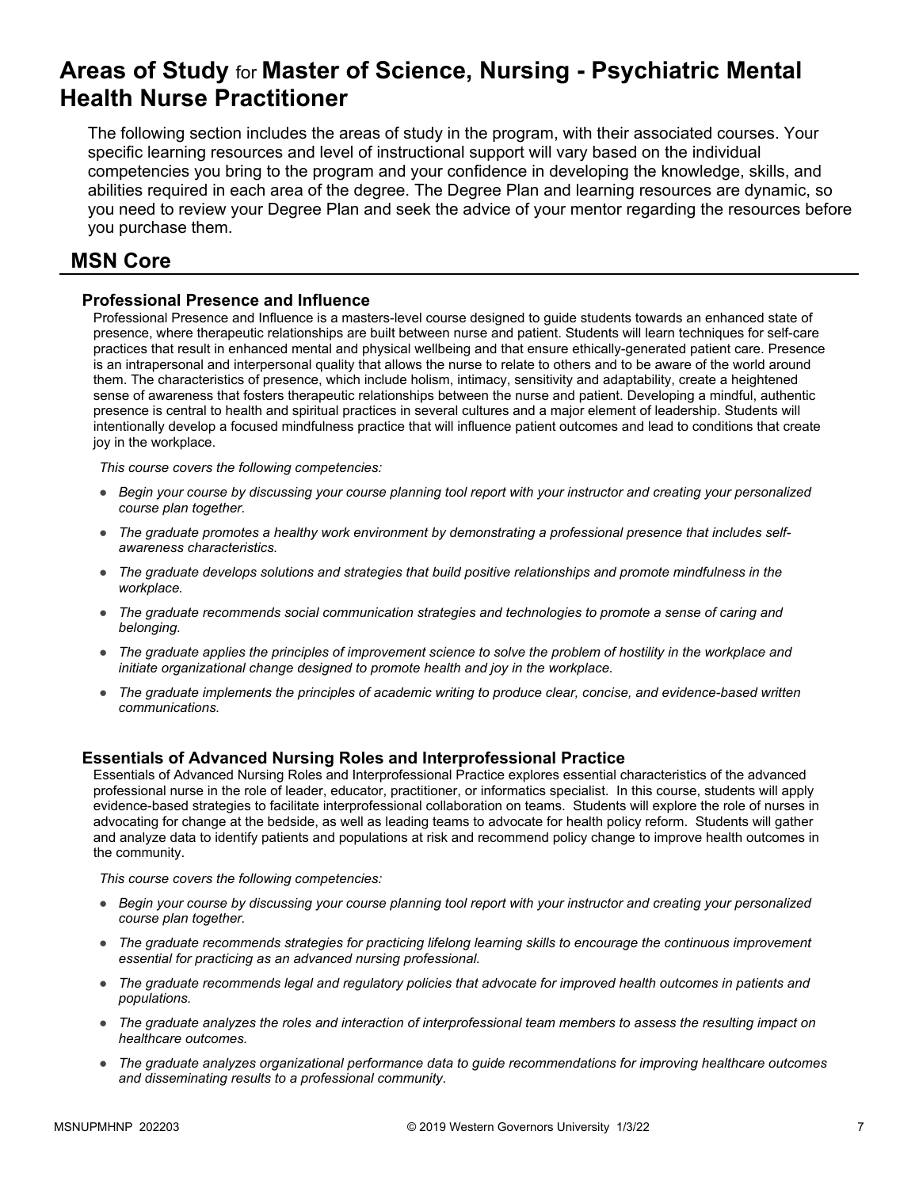# Areas of Study for Master of Science, Nursing - Psychiatric Mental Health Nurse Practitioner

The following section includes the areas of study in the program, with their associated courses. Your specific learning resources and level of instructional support will vary based on the individual competencies you bring to the program and your confidence in developing the knowledge, skills, and abilities required in each area of the degree. The Degree Plan and learning resources are dynamic, so you need to review your Degree Plan and seek the advice of your mentor regarding the resources before you purchase them.

## MSN Core

### Professional Presence and Influence

Professional Presence and Influence is a masters-level course designed to guide students towards an enhanced state of presence, where therapeutic relationships are built between nurse and patient. Students will learn techniques for self-care practices that result in enhanced mental and physical wellbeing and that ensure ethically-generated patient care. Presence is an intrapersonal and interpersonal quality that allows the nurse to relate to others and to be aware of the world around them. The characteristics of presence, which include holism, intimacy, sensitivity and adaptability, create a heightened sense of awareness that fosters therapeutic relationships between the nurse and patient. Developing a mindful, authentic presence is central to health and spiritual practices in several cultures and a major element of leadership. Students will intentionally develop a focused mindfulness practice that will influence patient outcomes and lead to conditions that create joy in the workplace.

*This course covers the following competencies:*

- *Begin your course by discussing your course planning tool report with your instructor and creating your personalized course plan together.*
- *The graduate promotes a healthy work environment by demonstrating a professional presence that includes self-awareness characteristics.*
- *The graduate develops solutions and strategies that build positive relationships and promote mindfulness in the workplace.*
- *The graduate recommends social communication strategies and technologies to promote a sense of caring and belonging.*
- *The graduate applies the principles of improvement science to solve the problem of hostility in the workplace and initiate organizational change designed to promote health and joy in the workplace.*
- *The graduate implements the principles of academic writing to produce clear, concise, and evidence-based written communications.*

### Essentials of Advanced Nursing Roles and Interprofessional Practice

Essentials of Advanced Nursing Roles and Interprofessional Practice explores essential characteristics of the advanced professional nurse in the role of leader, educator, practitioner, or informatics specialist. In this course, students will apply evidence-based strategies to facilitate interprofessional collaboration on teams. Students will explore the role of nurses in advocating for change at the bedside, as well as leading teams to advocate for health policy reform. Students will gather and analyze data to identify patients and populations at risk and recommend policy change to improve health outcomes in the community.

*This course covers the following competencies:*

- *Begin your course by discussing your course planning tool report with your instructor and creating your personalized course plan together.*
- *The graduate recommends strategies for practicing lifelong learning skills to encourage the continuous improvement essential for practicing as an advanced nursing professional.*
- *The graduate recommends legal and regulatory policies that advocate for improved health outcomes in patients and populations.*
- *The graduate analyzes the roles and interaction of interprofessional team members to assess the resulting impact on healthcare outcomes.*
- *The graduate analyzes organizational performance data to guide recommendations for improving healthcare outcomes and disseminating results to a professional community.*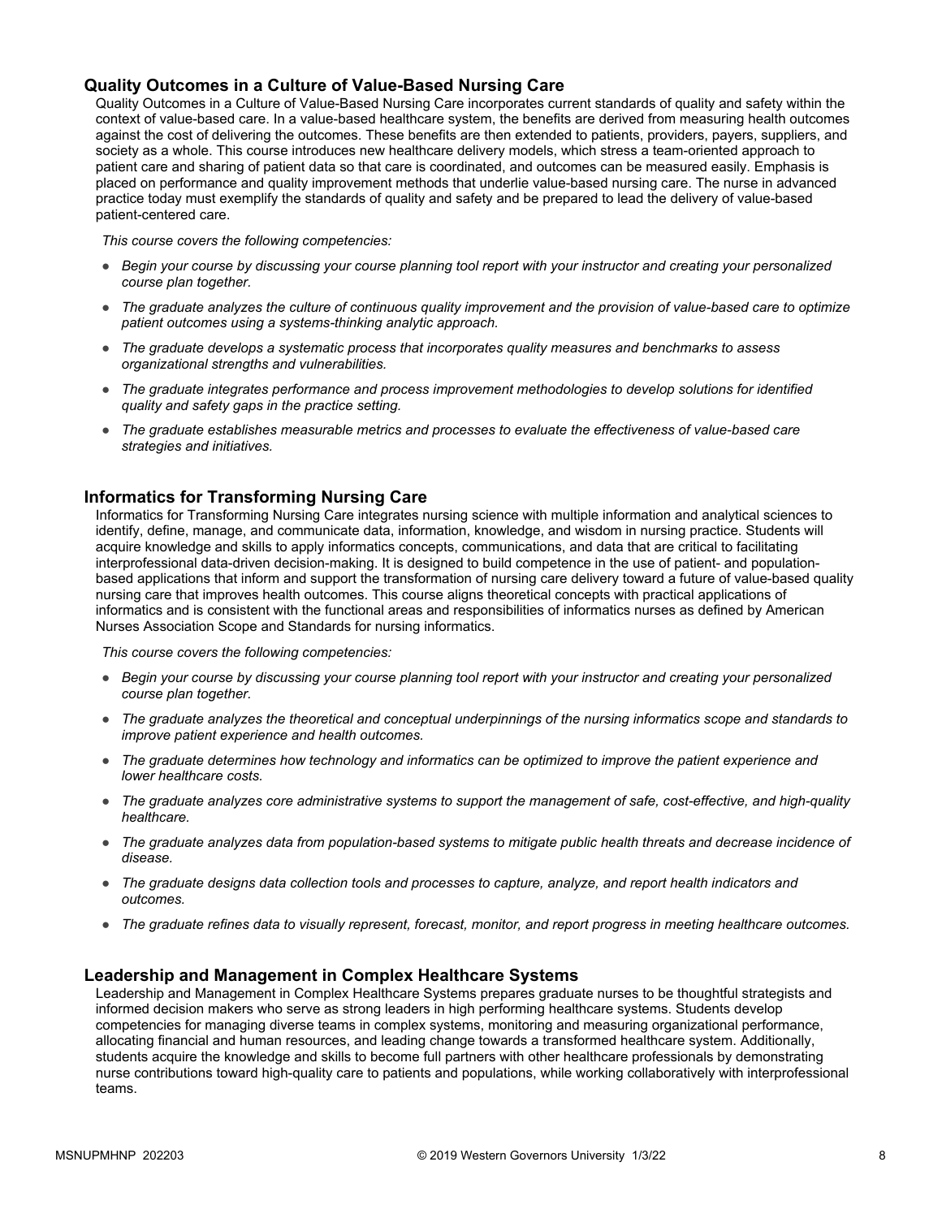### Quality Outcomes in a Culture of Value-Based Nursing Care

Quality Outcomes in a Culture of Value-Based Nursing Care incorporates current standards of quality and safety within the context of value-based care. In a value-based healthcare system, the benefits are derived from measuring health outcomes against the cost of delivering the outcomes. These benefits are then extended to patients, providers, payers, suppliers, and society as a whole. This course introduces new healthcare delivery models, which stress a team-oriented approach to patient care and sharing of patient data so that care is coordinated, and outcomes can be measured easily. Emphasis is placed on performance and quality improvement methods that underlie value-based nursing care. The nurse in advanced practice today must exemplify the standards of quality and safety and be prepared to lead the delivery of value-based patient-centered care.

*This course covers the following competencies:*

- *Begin your course by discussing your course planning tool report with your instructor and creating your personalized course plan together.*
- *The graduate analyzes the culture of continuous quality improvement and the provision of value-based care to optimize patient outcomes using a systems-thinking analytic approach.*
- *The graduate develops a systematic process that incorporates quality measures and benchmarks to assess organizational strengths and vulnerabilities.*
- *The graduate integrates performance and process improvement methodologies to develop solutions for identified quality and safety gaps in the practice setting.*
- *The graduate establishes measurable metrics and processes to evaluate the effectiveness of value-based care strategies and initiatives.*

### Informatics for Transforming Nursing Care

Informatics for Transforming Nursing Care integrates nursing science with multiple information and analytical sciences to identify, define, manage, and communicate data, information, knowledge, and wisdom in nursing practice. Students will acquire knowledge and skills to apply informatics concepts, communications, and data that are critical to facilitating interprofessional data-driven decision-making. It is designed to build competence in the use of patient- and population-based applications that inform and support the transformation of nursing care delivery toward a future of value-based quality nursing care that improves health outcomes. This course aligns theoretical concepts with practical applications of informatics and is consistent with the functional areas and responsibilities of informatics nurses as defined by American Nurses Association Scope and Standards for nursing informatics.

*This course covers the following competencies:*

- *Begin your course by discussing your course planning tool report with your instructor and creating your personalized course plan together.*
- *The graduate analyzes the theoretical and conceptual underpinnings of the nursing informatics scope and standards to improve patient experience and health outcomes.*
- *The graduate determines how technology and informatics can be optimized to improve the patient experience and lower healthcare costs.*
- *The graduate analyzes core administrative systems to support the management of safe, cost-effective, and high-quality healthcare.*
- *The graduate analyzes data from population-based systems to mitigate public health threats and decrease incidence of disease.*
- *The graduate designs data collection tools and processes to capture, analyze, and report health indicators and outcomes.*
- *The graduate refines data to visually represent, forecast, monitor, and report progress in meeting healthcare outcomes.*

### Leadership and Management in Complex Healthcare Systems

Leadership and Management in Complex Healthcare Systems prepares graduate nurses to be thoughtful strategists and informed decision makers who serve as strong leaders in high performing healthcare systems. Students develop competencies for managing diverse teams in complex systems, monitoring and measuring organizational performance, allocating financial and human resources, and leading change towards a transformed healthcare system. Additionally, students acquire the knowledge and skills to become full partners with other healthcare professionals by demonstrating nurse contributions toward high-quality care to patients and populations, while working collaboratively with interprofessional teams.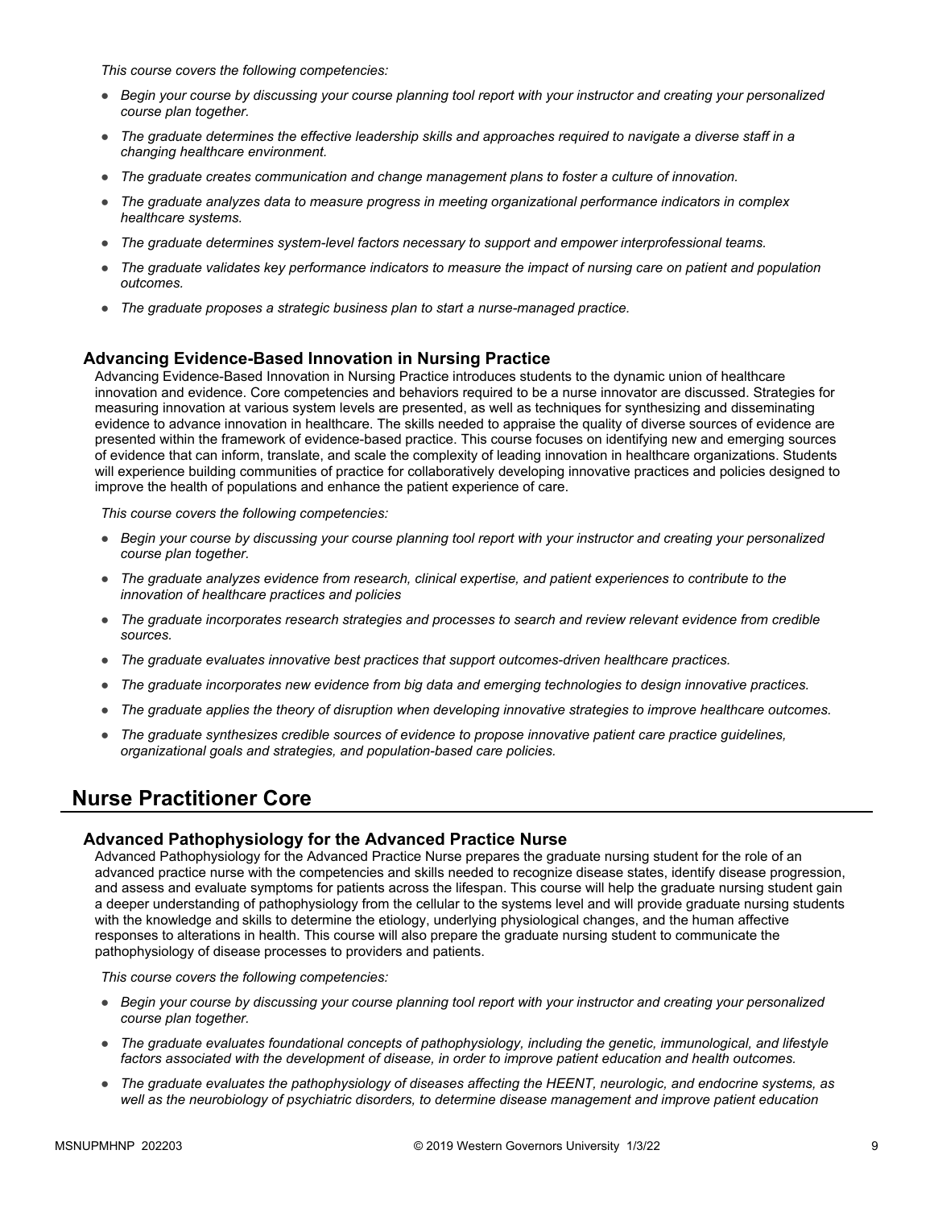*This course covers the following competencies:*

- *Begin your course by discussing your course planning tool report with your instructor and creating your personalized course plan together.*
- *The graduate determines the effective leadership skills and approaches required to navigate a diverse staff in a changing healthcare environment.*
- *The graduate creates communication and change management plans to foster a culture of innovation.*
- *The graduate analyzes data to measure progress in meeting organizational performance indicators in complex healthcare systems.*
- *The graduate determines system-level factors necessary to support and empower interprofessional teams.*
- *The graduate validates key performance indicators to measure the impact of nursing care on patient and population outcomes.*
- *The graduate proposes a strategic business plan to start a nurse-managed practice.*

### Advancing Evidence-Based Innovation in Nursing Practice

Advancing Evidence-Based Innovation in Nursing Practice introduces students to the dynamic union of healthcare innovation and evidence. Core competencies and behaviors required to be a nurse innovator are discussed. Strategies for measuring innovation at various system levels are presented, as well as techniques for synthesizing and disseminating evidence to advance innovation in healthcare. The skills needed to appraise the quality of diverse sources of evidence are presented within the framework of evidence-based practice. This course focuses on identifying new and emerging sources of evidence that can inform, translate, and scale the complexity of leading innovation in healthcare organizations. Students will experience building communities of practice for collaboratively developing innovative practices and policies designed to improve the health of populations and enhance the patient experience of care.

*This course covers the following competencies:*

- *Begin your course by discussing your course planning tool report with your instructor and creating your personalized course plan together.*
- *The graduate analyzes evidence from research, clinical expertise, and patient experiences to contribute to the innovation of healthcare practices and policies*
- *The graduate incorporates research strategies and processes to search and review relevant evidence from credible sources.*
- *The graduate evaluates innovative best practices that support outcomes-driven healthcare practices.*
- *The graduate incorporates new evidence from big data and emerging technologies to design innovative practices.*
- *The graduate applies the theory of disruption when developing innovative strategies to improve healthcare outcomes.*
- *The graduate synthesizes credible sources of evidence to propose innovative patient care practice guidelines, organizational goals and strategies, and population-based care policies.*

## Nurse Practitioner Core

### Advanced Pathophysiology for the Advanced Practice Nurse

Advanced Pathophysiology for the Advanced Practice Nurse prepares the graduate nursing student for the role of an advanced practice nurse with the competencies and skills needed to recognize disease states, identify disease progression, and assess and evaluate symptoms for patients across the lifespan. This course will help the graduate nursing student gain a deeper understanding of pathophysiology from the cellular to the systems level and will provide graduate nursing students with the knowledge and skills to determine the etiology, underlying physiological changes, and the human affective responses to alterations in health. This course will also prepare the graduate nursing student to communicate the pathophysiology of disease processes to providers and patients.

*This course covers the following competencies:*

- *Begin your course by discussing your course planning tool report with your instructor and creating your personalized course plan together.*
- *The graduate evaluates foundational concepts of pathophysiology, including the genetic, immunological, and lifestyle factors associated with the development of disease, in order to improve patient education and health outcomes.*
- *The graduate evaluates the pathophysiology of diseases affecting the HEENT, neurologic, and endocrine systems, as well as the neurobiology of psychiatric disorders, to determine disease management and improve patient education*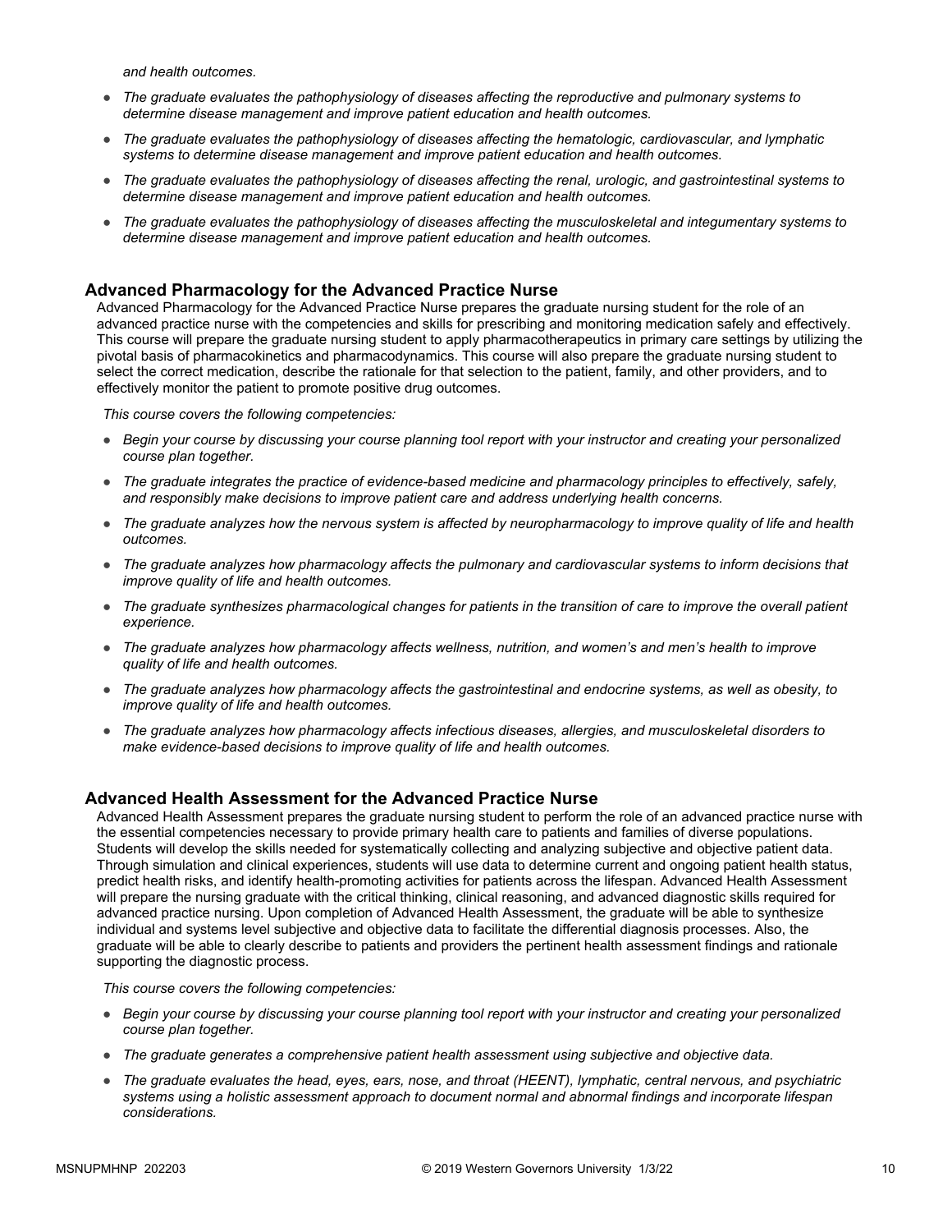*and health outcomes.*

- *The graduate evaluates the pathophysiology of diseases affecting the reproductive and pulmonary systems to determine disease management and improve patient education and health outcomes.*
- *The graduate evaluates the pathophysiology of diseases affecting the hematologic, cardiovascular, and lymphatic systems to determine disease management and improve patient education and health outcomes.*
- *The graduate evaluates the pathophysiology of diseases affecting the renal, urologic, and gastrointestinal systems to determine disease management and improve patient education and health outcomes.*
- *The graduate evaluates the pathophysiology of diseases affecting the musculoskeletal and integumentary systems to determine disease management and improve patient education and health outcomes.*

## Advanced Pharmacology for the Advanced Practice Nurse

Advanced Pharmacology for the Advanced Practice Nurse prepares the graduate nursing student for the role of an advanced practice nurse with the competencies and skills for prescribing and monitoring medication safely and effectively. This course will prepare the graduate nursing student to apply pharmacotherapeutics in primary care settings by utilizing the pivotal basis of pharmacokinetics and pharmacodynamics. This course will also prepare the graduate nursing student to select the correct medication, describe the rationale for that selection to the patient, family, and other providers, and to effectively monitor the patient to promote positive drug outcomes.

*This course covers the following competencies:*

- *Begin your course by discussing your course planning tool report with your instructor and creating your personalized course plan together.*
- *The graduate integrates the practice of evidence-based medicine and pharmacology principles to effectively, safely, and responsibly make decisions to improve patient care and address underlying health concerns.*
- *The graduate analyzes how the nervous system is affected by neuropharmacology to improve quality of life and health outcomes.*
- *The graduate analyzes how pharmacology affects the pulmonary and cardiovascular systems to inform decisions that improve quality of life and health outcomes.*
- *The graduate synthesizes pharmacological changes for patients in the transition of care to improve the overall patient experience.*
- *The graduate analyzes how pharmacology affects wellness, nutrition, and women's and men's health to improve quality of life and health outcomes.*
- *The graduate analyzes how pharmacology affects the gastrointestinal and endocrine systems, as well as obesity, to improve quality of life and health outcomes.*
- *The graduate analyzes how pharmacology affects infectious diseases, allergies, and musculoskeletal disorders to make evidence-based decisions to improve quality of life and health outcomes.*

## Advanced Health Assessment for the Advanced Practice Nurse

Advanced Health Assessment prepares the graduate nursing student to perform the role of an advanced practice nurse with the essential competencies necessary to provide primary health care to patients and families of diverse populations. Students will develop the skills needed for systematically collecting and analyzing subjective and objective patient data. Through simulation and clinical experiences, students will use data to determine current and ongoing patient health status, predict health risks, and identify health-promoting activities for patients across the lifespan. Advanced Health Assessment will prepare the nursing graduate with the critical thinking, clinical reasoning, and advanced diagnostic skills required for advanced practice nursing. Upon completion of Advanced Health Assessment, the graduate will be able to synthesize individual and systems level subjective and objective data to facilitate the differential diagnosis processes. Also, the graduate will be able to clearly describe to patients and providers the pertinent health assessment findings and rationale supporting the diagnostic process.

*This course covers the following competencies:*

- *Begin your course by discussing your course planning tool report with your instructor and creating your personalized course plan together.*
- *The graduate generates a comprehensive patient health assessment using subjective and objective data.*
- *The graduate evaluates the head, eyes, ears, nose, and throat (HEENT), lymphatic, central nervous, and psychiatric systems using a holistic assessment approach to document normal and abnormal findings and incorporate lifespan considerations.*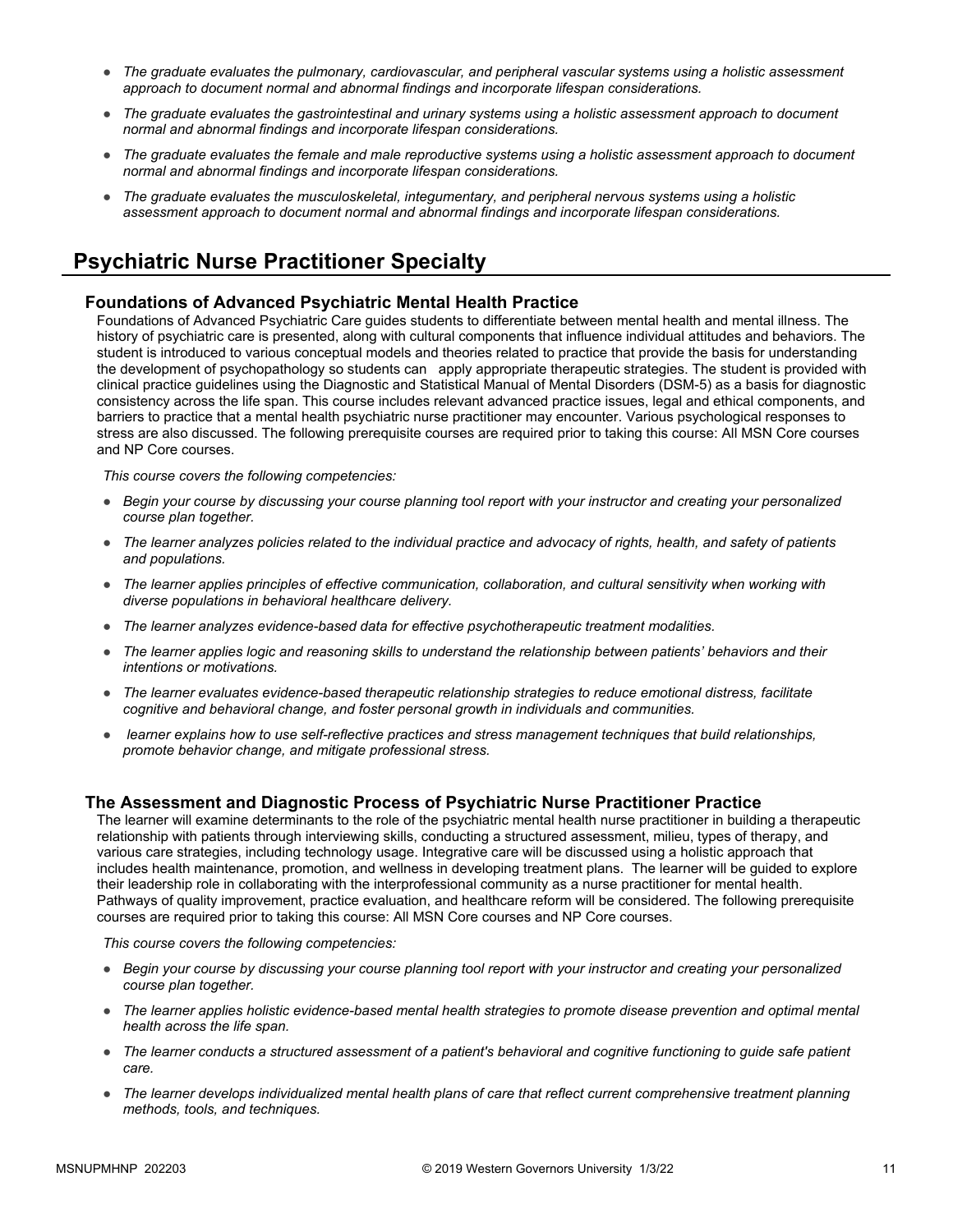- *The graduate evaluates the pulmonary, cardiovascular, and peripheral vascular systems using a holistic assessment approach to document normal and abnormal findings and incorporate lifespan considerations.*
- *The graduate evaluates the gastrointestinal and urinary systems using a holistic assessment approach to document normal and abnormal findings and incorporate lifespan considerations.*
- *The graduate evaluates the female and male reproductive systems using a holistic assessment approach to document normal and abnormal findings and incorporate lifespan considerations.*
- *The graduate evaluates the musculoskeletal, integumentary, and peripheral nervous systems using a holistic assessment approach to document normal and abnormal findings and incorporate lifespan considerations.*

## Psychiatric Nurse Practitioner Specialty

### Foundations of Advanced Psychiatric Mental Health Practice

Foundations of Advanced Psychiatric Care guides students to differentiate between mental health and mental illness. The history of psychiatric care is presented, along with cultural components that influence individual attitudes and behaviors. The student is introduced to various conceptual models and theories related to practice that provide the basis for understanding the development of psychopathology so students can apply appropriate therapeutic strategies. The student is provided with clinical practice guidelines using the Diagnostic and Statistical Manual of Mental Disorders (DSM-5) as a basis for diagnostic consistency across the life span. This course includes relevant advanced practice issues, legal and ethical components, and barriers to practice that a mental health psychiatric nurse practitioner may encounter. Various psychological responses to stress are also discussed. The following prerequisite courses are required prior to taking this course: All MSN Core courses and NP Core courses.

*This course covers the following competencies:*

- *Begin your course by discussing your course planning tool report with your instructor and creating your personalized course plan together.*
- *The learner analyzes policies related to the individual practice and advocacy of rights, health, and safety of patients and populations.*
- *The learner applies principles of effective communication, collaboration, and cultural sensitivity when working with diverse populations in behavioral healthcare delivery.*
- *The learner analyzes evidence-based data for effective psychotherapeutic treatment modalities.*
- *The learner applies logic and reasoning skills to understand the relationship between patients' behaviors and their intentions or motivations.*
- *The learner evaluates evidence-based therapeutic relationship strategies to reduce emotional distress, facilitate cognitive and behavioral change, and foster personal growth in individuals and communities.*
- *learner explains how to use self-reflective practices and stress management techniques that build relationships, promote behavior change, and mitigate professional stress.*

### The Assessment and Diagnostic Process of Psychiatric Nurse Practitioner Practice

The learner will examine determinants to the role of the psychiatric mental health nurse practitioner in building a therapeutic relationship with patients through interviewing skills, conducting a structured assessment, milieu, types of therapy, and various care strategies, including technology usage. Integrative care will be discussed using a holistic approach that includes health maintenance, promotion, and wellness in developing treatment plans. The learner will be guided to explore their leadership role in collaborating with the interprofessional community as a nurse practitioner for mental health. Pathways of quality improvement, practice evaluation, and healthcare reform will be considered. The following prerequisite courses are required prior to taking this course: All MSN Core courses and NP Core courses.

*This course covers the following competencies:*

- *Begin your course by discussing your course planning tool report with your instructor and creating your personalized course plan together.*
- *The learner applies holistic evidence-based mental health strategies to promote disease prevention and optimal mental health across the life span.*
- *The learner conducts a structured assessment of a patient's behavioral and cognitive functioning to guide safe patient care.*
- *The learner develops individualized mental health plans of care that reflect current comprehensive treatment planning methods, tools, and techniques.*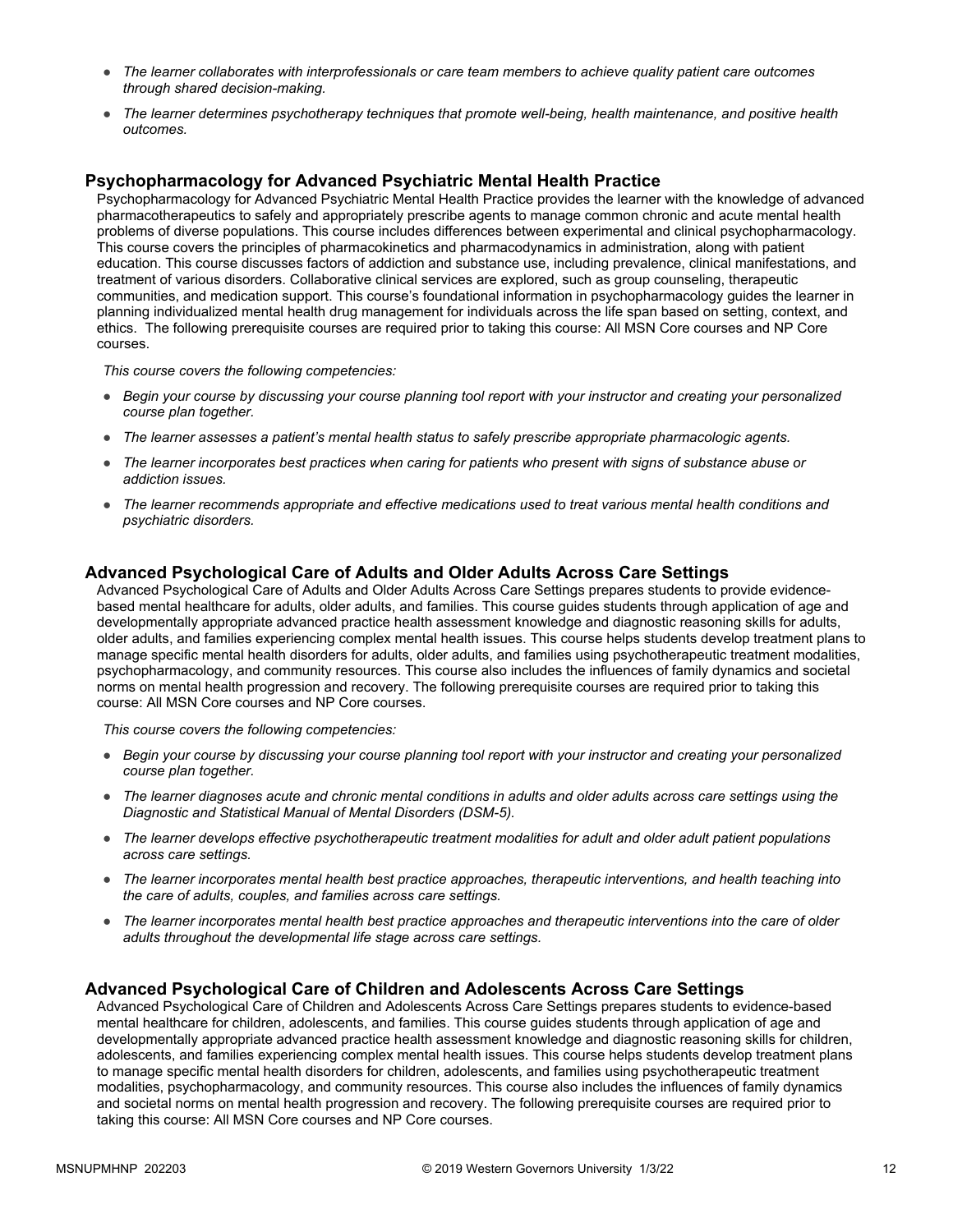- *The learner collaborates with interprofessionals or care team members to achieve quality patient care outcomes through shared decision-making.*
- *The learner determines psychotherapy techniques that promote well-being, health maintenance, and positive health outcomes.*

### Psychopharmacology for Advanced Psychiatric Mental Health Practice

Psychopharmacology for Advanced Psychiatric Mental Health Practice provides the learner with the knowledge of advanced pharmacotherapeutics to safely and appropriately prescribe agents to manage common chronic and acute mental health problems of diverse populations. This course includes differences between experimental and clinical psychopharmacology. This course covers the principles of pharmacokinetics and pharmacodynamics in administration, along with patient education. This course discusses factors of addiction and substance use, including prevalence, clinical manifestations, and treatment of various disorders. Collaborative clinical services are explored, such as group counseling, therapeutic communities, and medication support. This course's foundational information in psychopharmacology guides the learner in planning individualized mental health drug management for individuals across the life span based on setting, context, and ethics. The following prerequisite courses are required prior to taking this course: All MSN Core courses and NP Core courses.

*This course covers the following competencies:*

- *Begin your course by discussing your course planning tool report with your instructor and creating your personalized course plan together.*
- *The learner assesses a patient's mental health status to safely prescribe appropriate pharmacologic agents.*
- *The learner incorporates best practices when caring for patients who present with signs of substance abuse or addiction issues.*
- *The learner recommends appropriate and effective medications used to treat various mental health conditions and psychiatric disorders.*

### Advanced Psychological Care of Adults and Older Adults Across Care Settings

Advanced Psychological Care of Adults and Older Adults Across Care Settings prepares students to provide evidence-based mental healthcare for adults, older adults, and families. This course guides students through application of age and developmentally appropriate advanced practice health assessment knowledge and diagnostic reasoning skills for adults, older adults, and families experiencing complex mental health issues. This course helps students develop treatment plans to manage specific mental health disorders for adults, older adults, and families using psychotherapeutic treatment modalities, psychopharmacology, and community resources. This course also includes the influences of family dynamics and societal norms on mental health progression and recovery. The following prerequisite courses are required prior to taking this course: All MSN Core courses and NP Core courses.

*This course covers the following competencies:*

- *Begin your course by discussing your course planning tool report with your instructor and creating your personalized course plan together.*
- *The learner diagnoses acute and chronic mental conditions in adults and older adults across care settings using the Diagnostic and Statistical Manual of Mental Disorders (DSM-5).*
- *The learner develops effective psychotherapeutic treatment modalities for adult and older adult patient populations across care settings.*
- *The learner incorporates mental health best practice approaches, therapeutic interventions, and health teaching into the care of adults, couples, and families across care settings.*
- *The learner incorporates mental health best practice approaches and therapeutic interventions into the care of older adults throughout the developmental life stage across care settings.*

### Advanced Psychological Care of Children and Adolescents Across Care Settings

Advanced Psychological Care of Children and Adolescents Across Care Settings prepares students to evidence-based mental healthcare for children, adolescents, and families. This course guides students through application of age and developmentally appropriate advanced practice health assessment knowledge and diagnostic reasoning skills for children, adolescents, and families experiencing complex mental health issues. This course helps students develop treatment plans to manage specific mental health disorders for children, adolescents, and families using psychotherapeutic treatment modalities, psychopharmacology, and community resources. This course also includes the influences of family dynamics and societal norms on mental health progression and recovery. The following prerequisite courses are required prior to taking this course: All MSN Core courses and NP Core courses.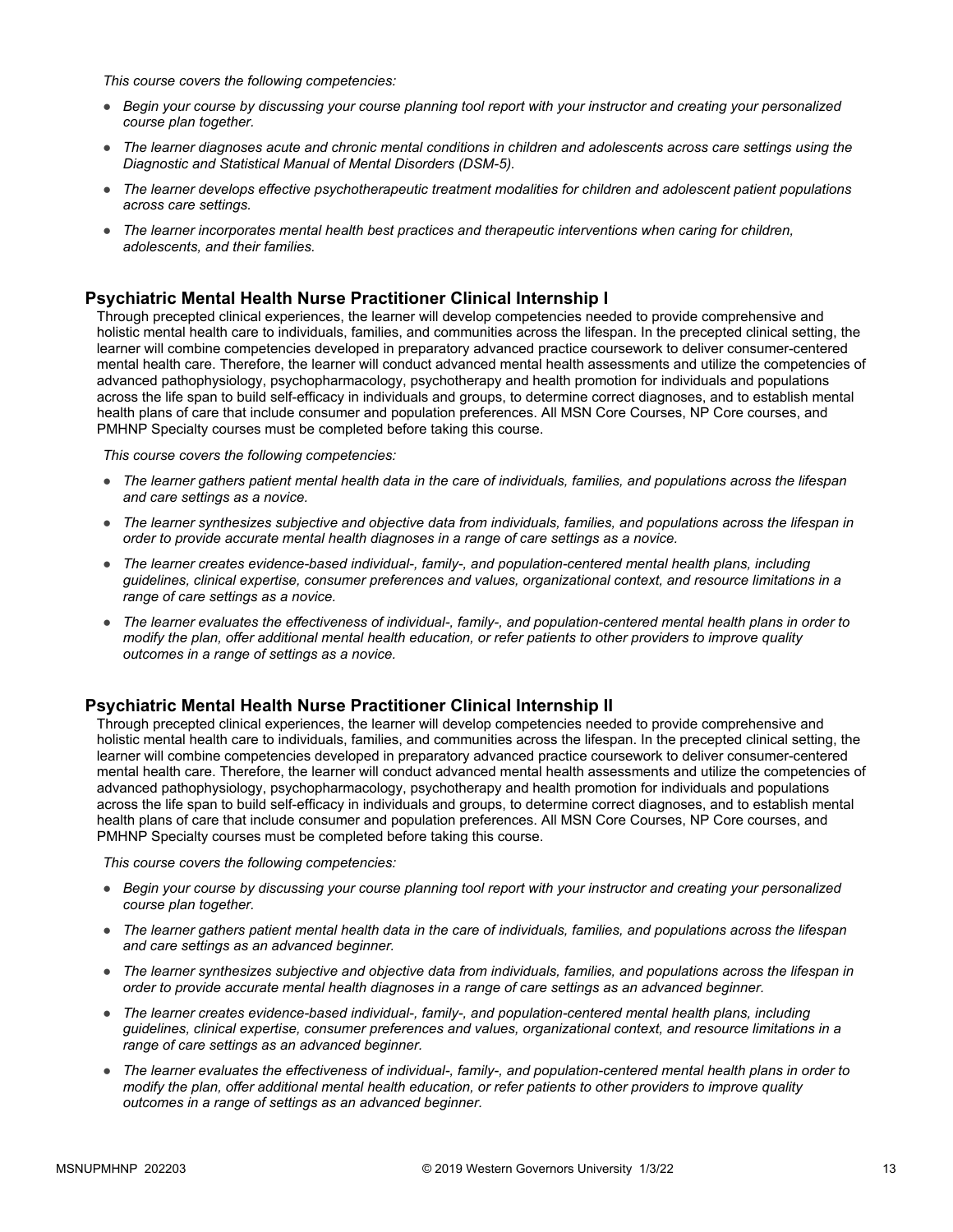*This course covers the following competencies:*

- *Begin your course by discussing your course planning tool report with your instructor and creating your personalized course plan together.*
- *The learner diagnoses acute and chronic mental conditions in children and adolescents across care settings using the Diagnostic and Statistical Manual of Mental Disorders (DSM-5).*
- *The learner develops effective psychotherapeutic treatment modalities for children and adolescent patient populations across care settings.*
- *The learner incorporates mental health best practices and therapeutic interventions when caring for children, adolescents, and their families.*

### Psychiatric Mental Health Nurse Practitioner Clinical Internship I

Through precepted clinical experiences, the learner will develop competencies needed to provide comprehensive and holistic mental health care to individuals, families, and communities across the lifespan. In the precepted clinical setting, the learner will combine competencies developed in preparatory advanced practice coursework to deliver consumer-centered mental health care. Therefore, the learner will conduct advanced mental health assessments and utilize the competencies of advanced pathophysiology, psychopharmacology, psychotherapy and health promotion for individuals and populations across the life span to build self-efficacy in individuals and groups, to determine correct diagnoses, and to establish mental health plans of care that include consumer and population preferences. All MSN Core Courses, NP Core courses, and PMHNP Specialty courses must be completed before taking this course.

*This course covers the following competencies:*

- *The learner gathers patient mental health data in the care of individuals, families, and populations across the lifespan and care settings as a novice.*
- *The learner synthesizes subjective and objective data from individuals, families, and populations across the lifespan in order to provide accurate mental health diagnoses in a range of care settings as a novice.*
- *The learner creates evidence-based individual-, family-, and population-centered mental health plans, including guidelines, clinical expertise, consumer preferences and values, organizational context, and resource limitations in a range of care settings as a novice.*
- *The learner evaluates the effectiveness of individual-, family-, and population-centered mental health plans in order to modify the plan, offer additional mental health education, or refer patients to other providers to improve quality outcomes in a range of settings as a novice.*

### Psychiatric Mental Health Nurse Practitioner Clinical Internship II

Through precepted clinical experiences, the learner will develop competencies needed to provide comprehensive and holistic mental health care to individuals, families, and communities across the lifespan. In the precepted clinical setting, the learner will combine competencies developed in preparatory advanced practice coursework to deliver consumer-centered mental health care. Therefore, the learner will conduct advanced mental health assessments and utilize the competencies of advanced pathophysiology, psychopharmacology, psychotherapy and health promotion for individuals and populations across the life span to build self-efficacy in individuals and groups, to determine correct diagnoses, and to establish mental health plans of care that include consumer and population preferences. All MSN Core Courses, NP Core courses, and PMHNP Specialty courses must be completed before taking this course.

*This course covers the following competencies:*

- *Begin your course by discussing your course planning tool report with your instructor and creating your personalized course plan together.*
- *The learner gathers patient mental health data in the care of individuals, families, and populations across the lifespan and care settings as an advanced beginner.*
- *The learner synthesizes subjective and objective data from individuals, families, and populations across the lifespan in order to provide accurate mental health diagnoses in a range of care settings as an advanced beginner.*
- *The learner creates evidence-based individual-, family-, and population-centered mental health plans, including guidelines, clinical expertise, consumer preferences and values, organizational context, and resource limitations in a range of care settings as an advanced beginner.*
- *The learner evaluates the effectiveness of individual-, family-, and population-centered mental health plans in order to modify the plan, offer additional mental health education, or refer patients to other providers to improve quality outcomes in a range of settings as an advanced beginner.*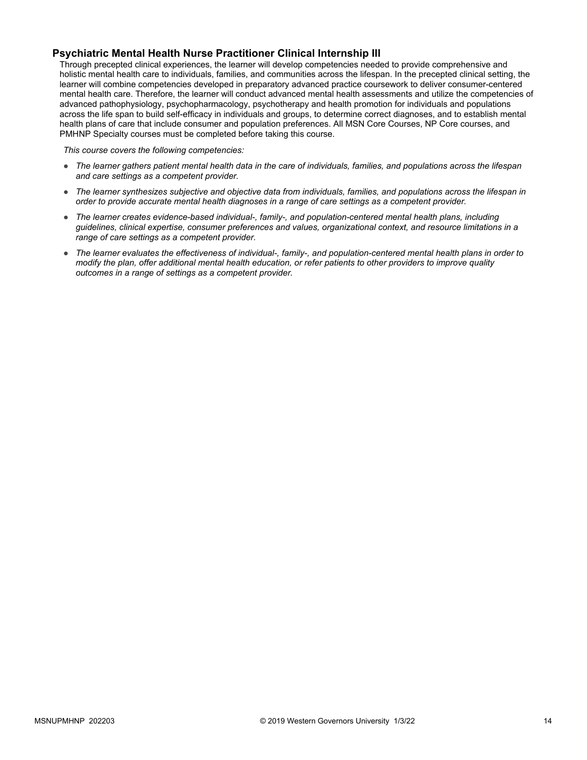### Psychiatric Mental Health Nurse Practitioner Clinical Internship III

Through precepted clinical experiences, the learner will develop competencies needed to provide comprehensive and holistic mental health care to individuals, families, and communities across the lifespan. In the precepted clinical setting, the learner will combine competencies developed in preparatory advanced practice coursework to deliver consumer-centered mental health care. Therefore, the learner will conduct advanced mental health assessments and utilize the competencies of advanced pathophysiology, psychopharmacology, psychotherapy and health promotion for individuals and populations across the life span to build self-efficacy in individuals and groups, to determine correct diagnoses, and to establish mental health plans of care that include consumer and population preferences. All MSN Core Courses, NP Core courses, and PMHNP Specialty courses must be completed before taking this course.

*This course covers the following competencies:*

- *The learner gathers patient mental health data in the care of individuals, families, and populations across the lifespan and care settings as a competent provider.*
- *The learner synthesizes subjective and objective data from individuals, families, and populations across the lifespan in order to provide accurate mental health diagnoses in a range of care settings as a competent provider.*
- *The learner creates evidence-based individual-, family-, and population-centered mental health plans, including guidelines, clinical expertise, consumer preferences and values, organizational context, and resource limitations in a range of care settings as a competent provider.*
- *The learner evaluates the effectiveness of individual-, family-, and population-centered mental health plans in order to modify the plan, offer additional mental health education, or refer patients to other providers to improve quality outcomes in a range of settings as a competent provider.*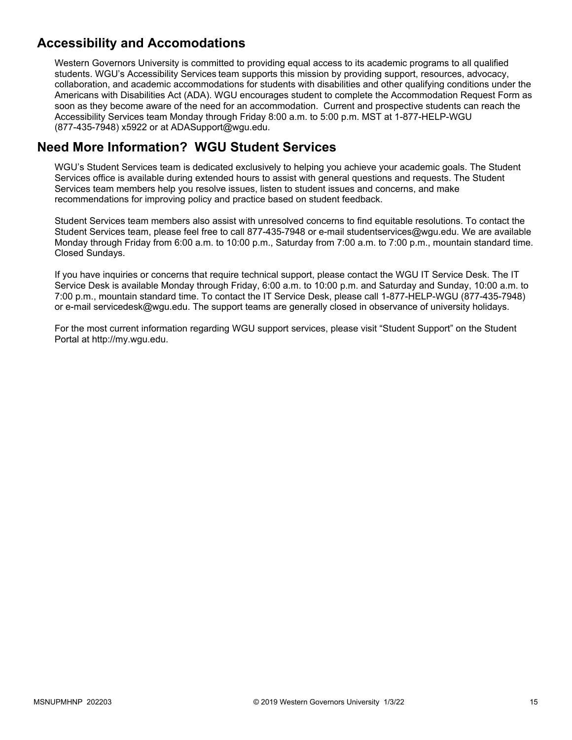## Accessibility and Accomodations

Western Governors University is committed to providing equal access to its academic programs to all qualified students. WGU's Accessibility Services team supports this mission by providing support, resources, advocacy, collaboration, and academic accommodations for students with disabilities and other qualifying conditions under the Americans with Disabilities Act (ADA). WGU encourages student to complete the Accommodation Request Form as soon as they become aware of the need for an accommodation. Current and prospective students can reach the Accessibility Services team Monday through Friday 8:00 a.m. to 5:00 p.m. MST at 1-877-HELP-WGU (877-435-7948) x5922 or at ADASupport@wgu.edu.

## Need More Information? WGU Student Services

WGU's Student Services team is dedicated exclusively to helping you achieve your academic goals. The Student Services office is available during extended hours to assist with general questions and requests. The Student Services team members help you resolve issues, listen to student issues and concerns, and make recommendations for improving policy and practice based on student feedback.

Student Services team members also assist with unresolved concerns to find equitable resolutions. To contact the Student Services team, please feel free to call 877-435-7948 or e-mail studentservices@wgu.edu. We are available Monday through Friday from 6:00 a.m. to 10:00 p.m., Saturday from 7:00 a.m. to 7:00 p.m., mountain standard time. Closed Sundays.

If you have inquiries or concerns that require technical support, please contact the WGU IT Service Desk. The IT Service Desk is available Monday through Friday, 6:00 a.m. to 10:00 p.m. and Saturday and Sunday, 10:00 a.m. to 7:00 p.m., mountain standard time. To contact the IT Service Desk, please call 1-877-HELP-WGU (877-435-7948) or e-mail servicedesk@wgu.edu. The support teams are generally closed in observance of university holidays.

For the most current information regarding WGU support services, please visit "Student Support" on the Student Portal at http://my.wgu.edu.